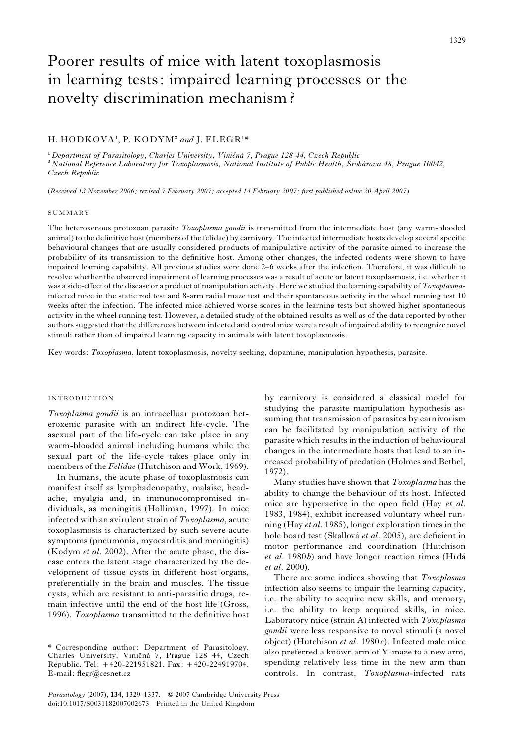# Poorer results of mice with latent toxoplasmosis in learning tests: impaired learning processes or the novelty discrimination mechanism?

H. HODKOVA[1], P. KODYM[2] *and* J. FLEGR[1]*

[1] *Department of Parasitology, Charles University, Viničná 7, Prague 128 44, Czech Republic*
[2] *National Reference Laboratory for Toxoplasmosis, National Institute of Public Health, Šrobárova 48, Prague 10042, Czech Republic*

(*Received 13 November 2006; revised 7 February 2007; accepted 14 February 2007; first published online 20 April 2007*)

## SUMMARY

The heteroxenous protozoan parasite *Toxoplasma gondii* is transmitted from the intermediate host (any warm-blooded animal) to the definitive host (members of the felidae) by carnivory. The infected intermediate hosts develop several specific behavioural changes that are usually considered products of manipulative activity of the parasite aimed to increase the probability of its transmission to the definitive host. Among other changes, the infected rodents were shown to have impaired learning capability. All previous studies were done 2–6 weeks after the infection. Therefore, it was difficult to resolve whether the observed impairment of learning processes was a result of acute or latent toxoplasmosis, i.e. whether it was a side-effect of the disease or a product of manipulation activity. Here we studied the learning capability of *Toxoplasma*-infected mice in the static rod test and 8-arm radial maze test and their spontaneous activity in the wheel running test 10 weeks after the infection. The infected mice achieved worse scores in the learning tests but showed higher spontaneous activity in the wheel running test. However, a detailed study of the obtained results as well as of the data reported by other authors suggested that the differences between infected and control mice were a result of impaired ability to recognize novel stimuli rather than of impaired learning capacity in animals with latent toxoplasmosis.

Key words: *Toxoplasma*, latent toxoplasmosis, novelty seeking, dopamine, manipulation hypothesis, parasite.

## INTRODUCTION

*Toxoplasma gondii* is an intracelluar protozoan heteroxenic parasite with an indirect life-cycle. The asexual part of the life-cycle can take place in any warm-blooded animal including humans while the sexual part of the life-cycle takes place only in members of the *Felidae* (Hutchison and Work, 1969).

In humans, the acute phase of toxoplasmosis can manifest itself as lymphadenopathy, malaise, headache, myalgia and, in immunocompromised individuals, as meningitis (Holliman, 1997). In mice infected with an avirulent strain of *Toxoplasma*, acute toxoplasmosis is characterized by such severe acute symptoms (pneumonia, myocarditis and meningitis) (Kodym *et al*. 2002). After the acute phase, the disease enters the latent stage characterized by the development of tissue cysts in different host organs, preferentially in the brain and muscles. The tissue cysts, which are resistant to anti-parasitic drugs, remain infective until the end of the host life (Gross, 1996). *Toxoplasma* transmitted to the definitive host by carnivory is considered a classical model for studying the parasite manipulation hypothesis assuming that transmission of parasites by carnivorism can be facilitated by manipulation activity of the parasite which results in the induction of behavioural changes in the intermediate hosts that lead to an increased probability of predation (Holmes and Bethel, 1972).

Many studies have shown that *Toxoplasma* has the ability to change the behaviour of its host. Infected mice are hyperactive in the open field (Hay *et al*. 1983, 1984), exhibit increased voluntary wheel running (Hay *et al*. 1985), longer exploration times in the hole board test (Skallová *et al*. 2005), are deficient in motor performance and coordination (Hutchison *et al*. 1980*b*) and have longer reaction times (Hrdá *et al*. 2000).

There are some indices showing that *Toxoplasma* infection also seems to impair the learning capacity, i.e. the ability to acquire new skills, and memory, i.e. the ability to keep acquired skills, in mice. Laboratory mice (strain A) infected with *Toxoplasma gondii* were less responsive to novel stimuli (a novel object) (Hutchison *et al*. 1980*c*). Infected male mice also preferred a known arm of Y-maze to a new arm, spending relatively less time in the new arm than controls. In contrast, *Toxoplasma*-infected rats

\* Corresponding author: Department of Parasitology, Charles University, Viničná 7, Prague 128 44, Czech Republic. Tel: +420-221951821. Fax: +420-224919704. E-mail: flegr@cesnet.cz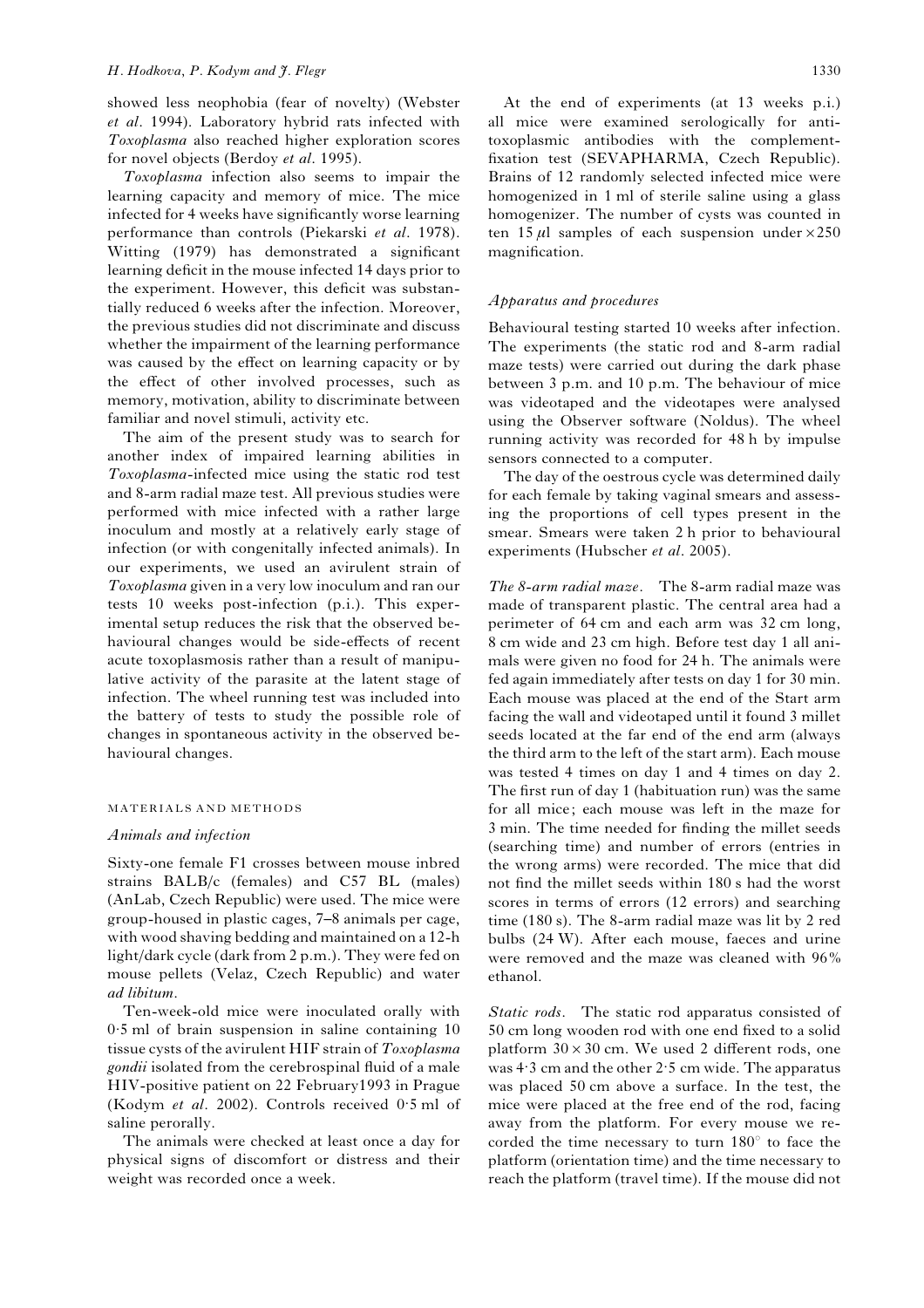showed less neophobia (fear of novelty) (Webster *et al*. 1994). Laboratory hybrid rats infected with *Toxoplasma* also reached higher exploration scores for novel objects (Berdoy *et al*. 1995).

*Toxoplasma* infection also seems to impair the learning capacity and memory of mice. The mice infected for 4 weeks have significantly worse learning performance than controls (Piekarski *et al*. 1978). Witting (1979) has demonstrated a significant learning deficit in the mouse infected 14 days prior to the experiment. However, this deficit was substantially reduced 6 weeks after the infection. Moreover, the previous studies did not discriminate and discuss whether the impairment of the learning performance was caused by the effect on learning capacity or by the effect of other involved processes, such as memory, motivation, ability to discriminate between familiar and novel stimuli, activity etc.

The aim of the present study was to search for another index of impaired learning abilities in *Toxoplasma*-infected mice using the static rod test and 8-arm radial maze test. All previous studies were performed with mice infected with a rather large inoculum and mostly at a relatively early stage of infection (or with congenitally infected animals). In our experiments, we used an avirulent strain of *Toxoplasma* given in a very low inoculum and ran our tests 10 weeks post-infection (p.i.). This experimental setup reduces the risk that the observed behavioural changes would be side-effects of recent acute toxoplasmosis rather than a result of manipulative activity of the parasite at the latent stage of infection. The wheel running test was included into the battery of tests to study the possible role of changes in spontaneous activity in the observed behavioural changes.

## MATERIALS AND METHODS

### Animals and infection

Sixty-one female F1 crosses between mouse inbred strains BALB/c (females) and C57 BL (males) (AnLab, Czech Republic) were used. The mice were group-housed in plastic cages, 7–8 animals per cage, with wood shaving bedding and maintained on a 12-h light/dark cycle (dark from 2 p.m.). They were fed on mouse pellets (Velaz, Czech Republic) and water *ad libitum*.

Ten-week-old mice were inoculated orally with 0·5 ml of brain suspension in saline containing 10 tissue cysts of the avirulent HIF strain of *Toxoplasma gondii* isolated from the cerebrospinal fluid of a male HIV-positive patient on 22 February1993 in Prague (Kodym *et al*. 2002). Controls received 0·5 ml of saline perorally.

The animals were checked at least once a day for physical signs of discomfort or distress and their weight was recorded once a week.

At the end of experiments (at 13 weeks p.i.) all mice were examined serologically for anti-toxoplasmic antibodies with the complement-fixation test (SEVAPHARMA, Czech Republic). Brains of 12 randomly selected infected mice were homogenized in 1 ml of sterile saline using a glass homogenizer. The number of cysts was counted in ten 15 $\mu$l samples of each suspension under $\times 250$ magnification.

### Apparatus and procedures

Behavioural testing started 10 weeks after infection. The experiments (the static rod and 8-arm radial maze tests) were carried out during the dark phase between 3 p.m. and 10 p.m. The behaviour of mice was videotaped and the videotapes were analysed using the Observer software (Noldus). The wheel running activity was recorded for 48 h by impulse sensors connected to a computer.

The day of the oestrous cycle was determined daily for each female by taking vaginal smears and assessing the proportions of cell types present in the smear. Smears were taken 2 h prior to behavioural experiments (Hubscher *et al*. 2005).

*The 8-arm radial maze*. The 8-arm radial maze was made of transparent plastic. The central area had a perimeter of 64 cm and each arm was 32 cm long, 8 cm wide and 23 cm high. Before test day 1 all animals were given no food for 24 h. The animals were fed again immediately after tests on day 1 for 30 min. Each mouse was placed at the end of the Start arm facing the wall and videotaped until it found 3 millet seeds located at the far end of the end arm (always the third arm to the left of the start arm). Each mouse was tested 4 times on day 1 and 4 times on day 2. The first run of day 1 (habituation run) was the same for all mice; each mouse was left in the maze for 3 min. The time needed for finding the millet seeds (searching time) and number of errors (entries in the wrong arms) were recorded. The mice that did not find the millet seeds within 180 s had the worst scores in terms of errors (12 errors) and searching time (180 s). The 8-arm radial maze was lit by 2 red bulbs (24 W). After each mouse, faeces and urine were removed and the maze was cleaned with 96% ethanol.

*Static rods*. The static rod apparatus consisted of 50 cm long wooden rod with one end fixed to a solid platform $30 \times 30$ cm. We used 2 different rods, one was 4·3 cm and the other 2·5 cm wide. The apparatus was placed 50 cm above a surface. In the test, the mice were placed at the free end of the rod, facing away from the platform. For every mouse we recorded the time necessary to turn 180° to face the platform (orientation time) and the time necessary to reach the platform (travel time). If the mouse did not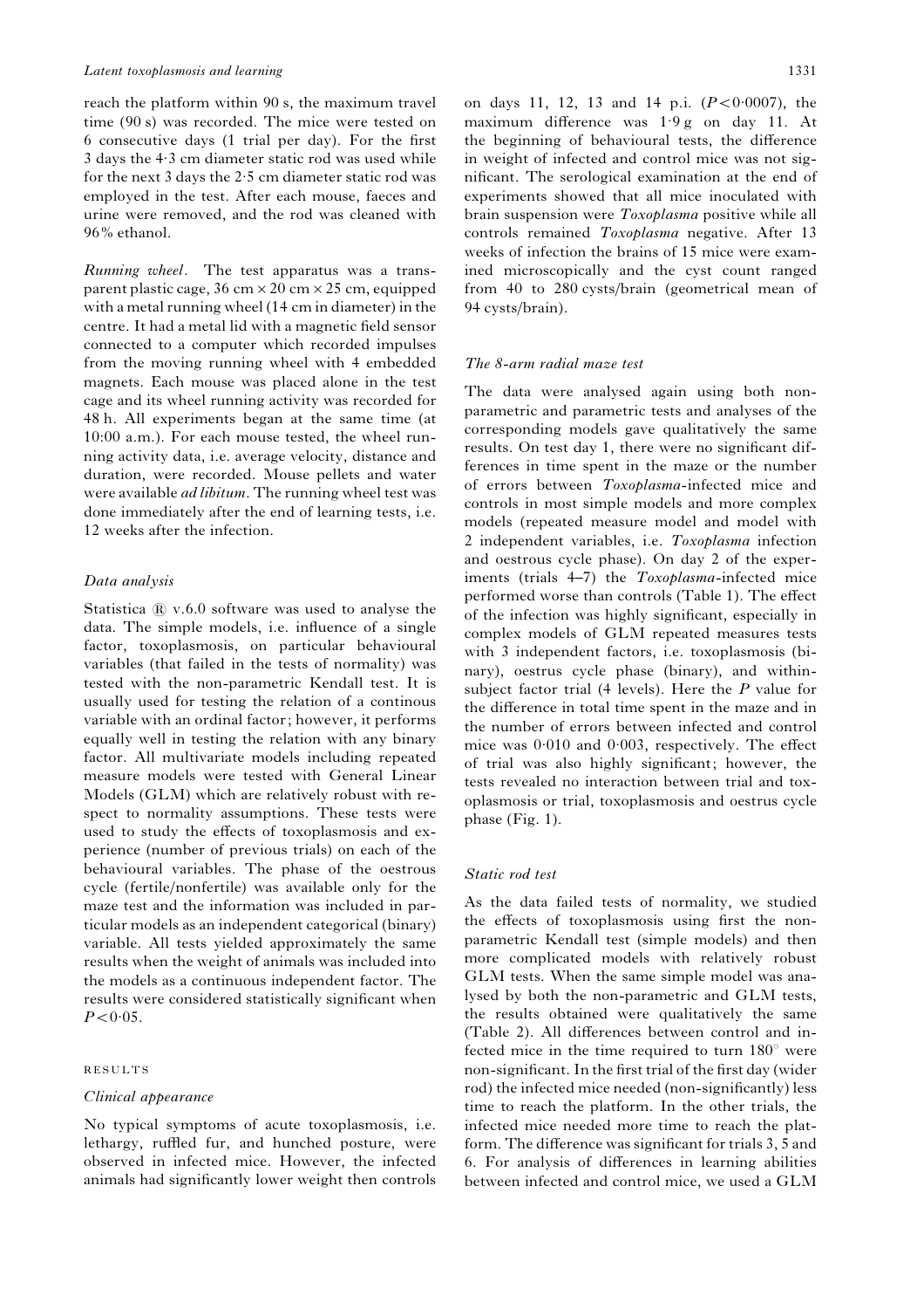reach the platform within 90 s, the maximum travel time (90 s) was recorded. The mice were tested on 6 consecutive days (1 trial per day). For the first 3 days the 4·3 cm diameter static rod was used while for the next 3 days the 2·5 cm diameter static rod was employed in the test. After each mouse, faeces and urine were removed, and the rod was cleaned with 96% ethanol.

*Running wheel*. The test apparatus was a transparent plastic cage, 36 cm × 20 cm × 25 cm, equipped with a metal running wheel (14 cm in diameter) in the centre. It had a metal lid with a magnetic field sensor connected to a computer which recorded impulses from the moving running wheel with 4 embedded magnets. Each mouse was placed alone in the test cage and its wheel running activity was recorded for 48 h. All experiments began at the same time (at 10:00 a.m.). For each mouse tested, the wheel running activity data, i.e. average velocity, distance and duration, were recorded. Mouse pellets and water were available *ad libitum*. The running wheel test was done immediately after the end of learning tests, i.e. 12 weeks after the infection.

### *Data analysis*

Statistica ® v.6.0 software was used to analyse the data. The simple models, i.e. influence of a single factor, toxoplasmosis, on particular behavioural variables (that failed in the tests of normality) was tested with the non-parametric Kendall test. It is usually used for testing the relation of a continous variable with an ordinal factor; however, it performs equally well in testing the relation with any binary factor. All multivariate models including repeated measure models were tested with General Linear Models (GLM) which are relatively robust with respect to normality assumptions. These tests were used to study the effects of toxoplasmosis and experience (number of previous trials) on each of the behavioural variables. The phase of the oestrous cycle (fertile/nonfertile) was available only for the maze test and the information was included in particular models as an independent categorical (binary) variable. All tests yielded approximately the same results when the weight of animals was included into the models as a continuous independent factor. The results were considered statistically significant when $P<0·05$.

## RESULTS

### *Clinical appearance*

No typical symptoms of acute toxoplasmosis, i.e. lethargy, ruffled fur, and hunched posture, were observed in infected mice. However, the infected animals had significantly lower weight then controls on days 11, 12, 13 and 14 p.i. ($P<0·0007$), the maximum difference was 1·9 g on day 11. At the beginning of behavioural tests, the difference in weight of infected and control mice was not significant. The serological examination at the end of experiments showed that all mice inoculated with brain suspension were *Toxoplasma* positive while all controls remained *Toxoplasma* negative. After 13 weeks of infection the brains of 15 mice were examined microscopically and the cyst count ranged from 40 to 280 cysts/brain (geometrical mean of 94 cysts/brain).

### *The 8-arm radial maze test*

The data were analysed again using both nonparametric and parametric tests and analyses of the corresponding models gave qualitatively the same results. On test day 1, there were no significant differences in time spent in the maze or the number of errors between *Toxoplasma*-infected mice and controls in most simple models and more complex models (repeated measure model and model with 2 independent variables, i.e. *Toxoplasma* infection and oestrous cycle phase). On day 2 of the experiments (trials 4–7) the *Toxoplasma*-infected mice performed worse than controls (Table 1). The effect of the infection was highly significant, especially in complex models of GLM repeated measures tests with 3 independent factors, i.e. toxoplasmosis (binary), oestrus cycle phase (binary), and within-subject factor trial (4 levels). Here the $P$ value for the difference in total time spent in the maze and in the number of errors between infected and control mice was 0·010 and 0·003, respectively. The effect of trial was also highly significant; however, the tests revealed no interaction between trial and toxoplasmosis or trial, toxoplasmosis and oestrus cycle phase (Fig. 1).

### *Static rod test*

As the data failed tests of normality, we studied the effects of toxoplasmosis using first the nonparametric Kendall test (simple models) and then more complicated models with relatively robust GLM tests. When the same simple model was analysed by both the non-parametric and GLM tests, the results obtained were qualitatively the same (Table 2). All differences between control and infected mice in the time required to turn 180° were non-significant. In the first trial of the first day (wider rod) the infected mice needed (non-significantly) less time to reach the platform. In the other trials, the infected mice needed more time to reach the platform. The difference was significant for trials 3, 5 and 6. For analysis of differences in learning abilities between infected and control mice, we used a GLM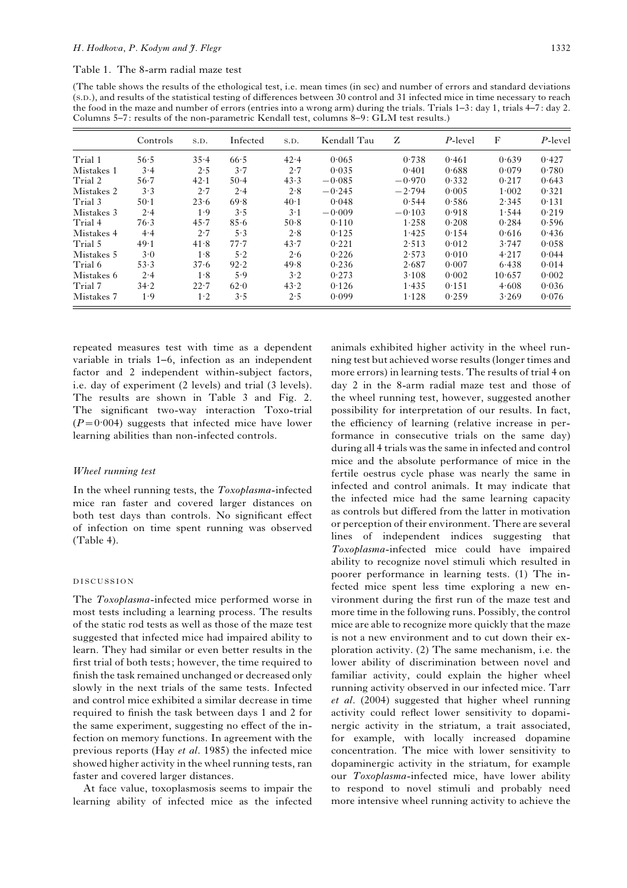Table 1. The 8-arm radial maze test

(The table shows the results of the ethological test, i.e. mean times (in sec) and number of errors and standard deviations (S.D.), and results of the statistical testing of differences between 30 control and 31 infected mice in time necessary to reach the food in the maze and number of errors (entries into a wrong arm) during the trials. Trials 1–3: day 1, trials 4–7: day 2. Columns 5–7: results of the non-parametric Kendall test, columns 8–9: GLM test results.)

| | Controls | S.D. | Infected | S.D. | Kendall Tau | Z | *P*-level | F | *P*-level |
|---|---|---|---|---|---|---|---|---|---|
| Trial 1 | 56·5 | 35·4 | 66·5 | 42·4 | 0·065 | 0·738 | 0·461 | 0·639 | 0·427 |
| Mistakes 1 | 3·4 | 2·5 | 3·7 | 2·7 | 0·035 | 0·401 | 0·688 | 0·079 | 0·780 |
| Trial 2 | 56·7 | 42·1 | 50·4 | 43·3 | −0·085 | −0·970 | 0·332 | 0·217 | 0·643 |
| Mistakes 2 | 3·3 | 2·7 | 2·4 | 2·8 | −0·245 | −2·794 | 0·005 | 1·002 | 0·321 |
| Trial 3 | 50·1 | 23·6 | 69·8 | 40·1 | 0·048 | 0·544 | 0·586 | 2·345 | 0·131 |
| Mistakes 3 | 2·4 | 1·9 | 3·5 | 3·1 | −0·009 | −0·103 | 0·918 | 1·544 | 0·219 |
| Trial 4 | 76·3 | 45·7 | 85·6 | 50·8 | 0·110 | 1·258 | 0·208 | 0·284 | 0·596 |
| Mistakes 4 | 4·4 | 2·7 | 5·3 | 2·8 | 0·125 | 1·425 | 0·154 | 0·616 | 0·436 |
| Trial 5 | 49·1 | 41·8 | 77·7 | 43·7 | 0·221 | 2·513 | 0·012 | 3·747 | 0·058 |
| Mistakes 5 | 3·0 | 1·8 | 5·2 | 2·6 | 0·226 | 2·573 | 0·010 | 4·217 | 0·044 |
| Trial 6 | 53·3 | 37·6 | 92·2 | 49·8 | 0·236 | 2·687 | 0·007 | 6·438 | 0·014 |
| Mistakes 6 | 2·4 | 1·8 | 5·9 | 3·2 | 0·273 | 3·108 | 0·002 | 10·657 | 0·002 |
| Trial 7 | 34·2 | 22·7 | 62·0 | 43·2 | 0·126 | 1·435 | 0·151 | 4·608 | 0·036 |
| Mistakes 7 | 1·9 | 1·2 | 3·5 | 2·5 | 0·099 | 1·128 | 0·259 | 3·269 | 0·076 |

repeated measures test with time as a dependent variable in trials 1–6, infection as an independent factor and 2 independent within-subject factors, i.e. day of experiment (2 levels) and trial (3 levels). The results are shown in Table 3 and Fig. 2. The significant two-way interaction Toxo-trial ($P = 0{\cdot}004$) suggests that infected mice have lower learning abilities than non-infected controls.

### *Wheel running test*

In the wheel running tests, the *Toxoplasma*-infected mice ran faster and covered larger distances on both test days than controls. No significant effect of infection on time spent running was observed (Table 4).

## DISCUSSION

The *Toxoplasma*-infected mice performed worse in most tests including a learning process. The results of the static rod tests as well as those of the maze test suggested that infected mice had impaired ability to learn. They had similar or even better results in the first trial of both tests; however, the time required to finish the task remained unchanged or decreased only slowly in the next trials of the same tests. Infected and control mice exhibited a similar decrease in time required to finish the task between days 1 and 2 for the same experiment, suggesting no effect of the infection on memory functions. In agreement with the previous reports (Hay *et al*. 1985) the infected mice showed higher activity in the wheel running tests, ran faster and covered larger distances.

At face value, toxoplasmosis seems to impair the learning ability of infected mice as the infected animals exhibited higher activity in the wheel running test but achieved worse results (longer times and more errors) in learning tests. The results of trial 4 on day 2 in the 8-arm radial maze test and those of the wheel running test, however, suggested another possibility for interpretation of our results. In fact, the efficiency of learning (relative increase in performance in consecutive trials on the same day) during all 4 trials was the same in infected and control mice and the absolute performance of mice in the fertile oestrus cycle phase was nearly the same in infected and control animals. It may indicate that the infected mice had the same learning capacity as controls but differed from the latter in motivation or perception of their environment. There are several lines of independent indices suggesting that *Toxoplasma*-infected mice could have impaired ability to recognize novel stimuli which resulted in poorer performance in learning tests. (1) The infected mice spent less time exploring a new environment during the first run of the maze test and more time in the following runs. Possibly, the control mice are able to recognize more quickly that the maze is not a new environment and to cut down their exploration activity. (2) The same mechanism, i.e. the lower ability of discrimination between novel and familiar activity, could explain the higher wheel running activity observed in our infected mice. Tarr *et al*. (2004) suggested that higher wheel running activity could reflect lower sensitivity to dopaminergic activity in the striatum, a trait associated, for example, with locally increased dopamine concentration. The mice with lower sensitivity to dopaminergic activity in the striatum, for example our *Toxoplasma*-infected mice, have lower ability to respond to novel stimuli and probably need more intensive wheel running activity to achieve the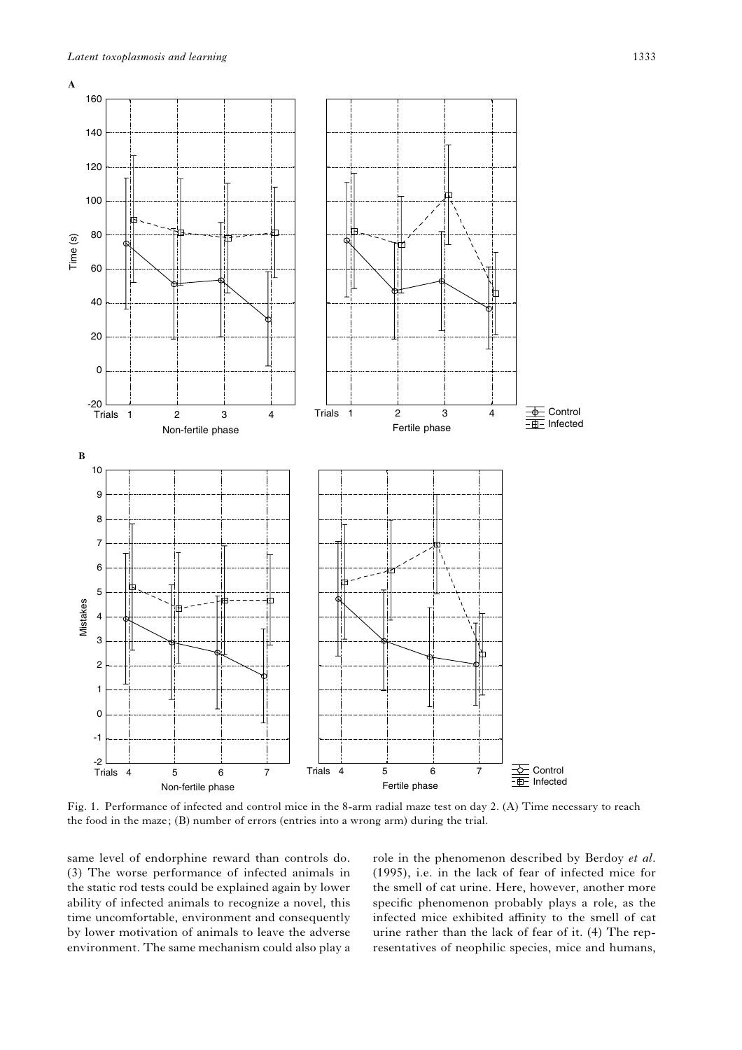Fig. 1. Performance of infected and control mice in the 8-arm radial maze test on day 2. (A) Time necessary to reach the food in the maze; (B) number of errors (entries into a wrong arm) during the trial.

same level of endorphine reward than controls do. (3) The worse performance of infected animals in the static rod tests could be explained again by lower ability of infected animals to recognize a novel, this time uncomfortable, environment and consequently by lower motivation of animals to leave the adverse environment. The same mechanism could also play a role in the phenomenon described by Berdoy *et al*. (1995), i.e. in the lack of fear of infected mice for the smell of cat urine. Here, however, another more specific phenomenon probably plays a role, as the infected mice exhibited affinity to the smell of cat urine rather than the lack of fear of it. (4) The representatives of neophilic species, mice and humans,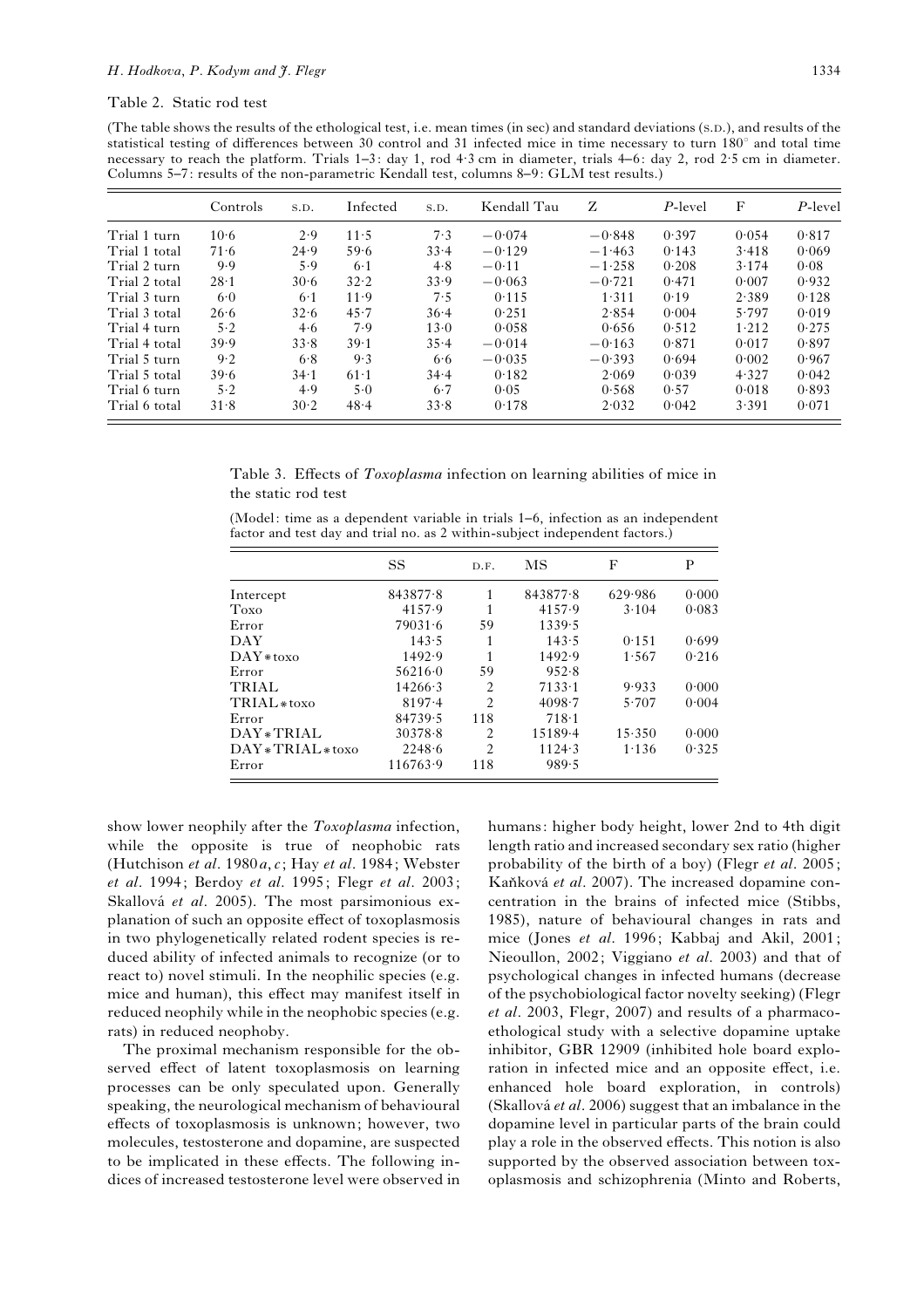Table 2. Static rod test

(The table shows the results of the ethological test, i.e. mean times (in sec) and standard deviations (S.D.), and results of the statistical testing of differences between 30 control and 31 infected mice in time necessary to turn 180° and total time necessary to reach the platform. Trials 1–3: day 1, rod 4·3 cm in diameter, trials 4–6: day 2, rod 2·5 cm in diameter. Columns 5–7: results of the non-parametric Kendall test, columns 8–9: GLM test results.)

| | Controls | S.D. | Infected | S.D. | Kendall Tau | Z | P-level | F | P-level |
|---|---|---|---|---|---|---|---|---|---|
| Trial 1 turn | 10·6 | 2·9 | 11·5 | 7·3 | −0·074 | −0·848 | 0·397 | 0·054 | 0·817 |
| Trial 1 total | 71·6 | 24·9 | 59·6 | 33·4 | −0·129 | −1·463 | 0·143 | 3·418 | 0·069 |
| Trial 2 turn | 9·9 | 5·9 | 6·1 | 4·8 | −0·11 | −1·258 | 0·208 | 3·174 | 0·08 |
| Trial 2 total | 28·1 | 30·6 | 32·2 | 33·9 | −0·063 | −0·721 | 0·471 | 0·007 | 0·932 |
| Trial 3 turn | 6·0 | 6·1 | 11·9 | 7·5 | 0·115 | 1·311 | 0·19 | 2·389 | 0·128 |
| Trial 3 total | 26·6 | 32·6 | 45·7 | 36·4 | 0·251 | 2·854 | 0·004 | 5·797 | 0·019 |
| Trial 4 turn | 5·2 | 4·6 | 7·9 | 13·0 | 0·058 | 0·656 | 0·512 | 1·212 | 0·275 |
| Trial 4 total | 39·9 | 33·8 | 39·1 | 35·4 | −0·014 | −0·163 | 0·871 | 0·017 | 0·897 |
| Trial 5 turn | 9·2 | 6·8 | 9·3 | 6·6 | −0·035 | −0·393 | 0·694 | 0·002 | 0·967 |
| Trial 5 total | 39·6 | 34·1 | 61·1 | 34·4 | 0·182 | 2·069 | 0·039 | 4·327 | 0·042 |
| Trial 6 turn | 5·2 | 4·9 | 5·0 | 6·7 | 0·05 | 0·568 | 0·57 | 0·018 | 0·893 |
| Trial 6 total | 31·8 | 30·2 | 48·4 | 33·8 | 0·178 | 2·032 | 0·042 | 3·391 | 0·071 |

Table 3. Effects of *Toxoplasma* infection on learning abilities of mice in the static rod test

(Model: time as a dependent variable in trials 1–6, infection as an independent factor and test day and trial no. as 2 within-subject independent factors.)

| | SS | D.F. | MS | F | P |
|---|---|---|---|---|---|
| Intercept | 843877·8 | 1 | 843877·8 | 629·986 | 0·000 |
| Toxo | 4157·9 | 1 | 4157·9 | 3·104 | 0·083 |
| Error | 79031·6 | 59 | 1339·5 | | |
| DAY | 143·5 | 1 | 143·5 | 0·151 | 0·699 |
| DAY*toxo | 1492·9 | 1 | 1492·9 | 1·567 | 0·216 |
| Error | 56216·0 | 59 | 952·8 | | |
| TRIAL | 14266·3 | 2 | 7133·1 | 9·933 | 0·000 |
| TRIAL*toxo | 8197·4 | 2 | 4098·7 | 5·707 | 0·004 |
| Error | 84739·5 | 118 | 718·1 | | |
| DAY*TRIAL | 30378·8 | 2 | 15189·4 | 15·350 | 0·000 |
| DAY*TRIAL*toxo | 2248·6 | 2 | 1124·3 | 1·136 | 0·325 |
| Error | 116763·9 | 118 | 989·5 | | |

show lower neophily after the *Toxoplasma* infection, while the opposite is true of neophobic rats (Hutchison *et al*. 1980*a*, *c*; Hay *et al*. 1984; Webster *et al*. 1994; Berdoy *et al*. 1995; Flegr *et al*. 2003; Skallová *et al*. 2005). The most parsimonious explanation of such an opposite effect of toxoplasmosis in two phylogenetically related rodent species is reduced ability of infected animals to recognize (or to react to) novel stimuli. In the neophilic species (e.g. mice and human), this effect may manifest itself in reduced neophily while in the neophobic species (e.g. rats) in reduced neophoby.

The proximal mechanism responsible for the observed effect of latent toxoplasmosis on learning processes can be only speculated upon. Generally speaking, the neurological mechanism of behavioural effects of toxoplasmosis is unknown; however, two molecules, testosterone and dopamine, are suspected to be implicated in these effects. The following indices of increased testosterone level were observed in humans: higher body height, lower 2nd to 4th digit length ratio and increased secondary sex ratio (higher probability of the birth of a boy) (Flegr *et al*. 2005; Kaňková *et al*. 2007). The increased dopamine concentration in the brains of infected mice (Stibbs, 1985), nature of behavioural changes in rats and mice (Jones *et al*. 1996; Kabbaj and Akil, 2001; Nieoullon, 2002; Viggiano *et al*. 2003) and that of psychological changes in infected humans (decrease of the psychobiological factor novelty seeking) (Flegr *et al*. 2003, Flegr, 2007) and results of a pharmacoethological study with a selective dopamine uptake inhibitor, GBR 12909 (inhibited hole board exploration in infected mice and an opposite effect, i.e. enhanced hole board exploration, in controls) (Skallová *et al*. 2006) suggest that an imbalance in the dopamine level in particular parts of the brain could play a role in the observed effects. This notion is also supported by the observed association between toxoplasmosis and schizophrenia (Minto and Roberts,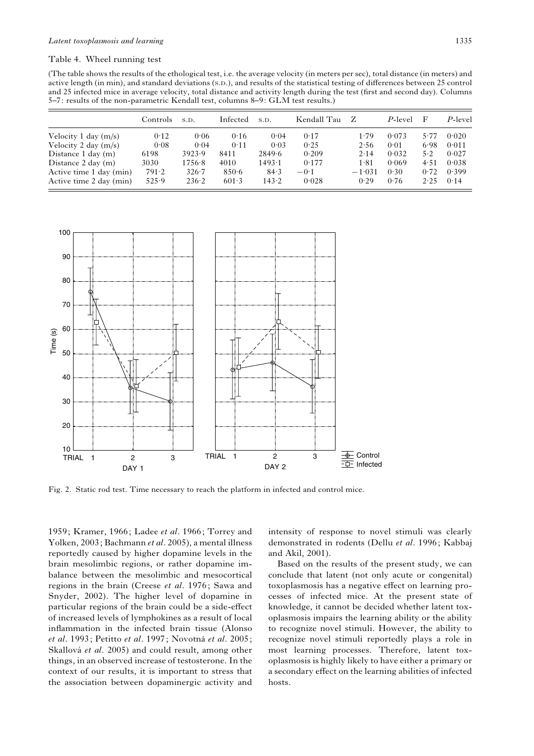Table 4. Wheel running test

(The table shows the results of the ethological test, i.e. the average velocity (in meters per sec), total distance (in meters) and active length (in min), and standard deviations (S.D.), and results of the statistical testing of differences between 25 control and 25 infected mice in average velocity, total distance and activity length during the test (first and second day). Columns 5–7: results of the non-parametric Kendall test, columns 8–9: GLM test results.)

| | Controls | S.D. | Infected | S.D. | Kendall Tau | Z | P-level | F | P-level |
|---|---|---|---|---|---|---|---|---|---|
| Velocity 1 day (m/s) | 0·12 | 0·06 | 0·16 | 0·04 | 0·17 | 1·79 | 0·073 | 5·77 | 0·020 |
| Velocity 2 day (m/s) | 0·08 | 0·04 | 0·11 | 0·03 | 0·25 | 2·56 | 0·01 | 6·98 | 0·011 |
| Distance 1 day (m) | 6198 | 3923·9 | 8411 | 2849·6 | 0·209 | 2·14 | 0·032 | 5·2 | 0·027 |
| Distance 2 day (m) | 3030 | 1756·8 | 4010 | 1493·1 | 0·177 | 1·81 | 0·069 | 4·51 | 0·038 |
| Active time 1 day (min) | 791·2 | 326·7 | 850·6 | 84·3 | −0·1 | −1·031 | 0·30 | 0·72 | 0·399 |
| Active time 2 day (min) | 525·9 | 236·2 | 601·3 | 143·2 | 0·028 | 0·29 | 0·76 | 2·25 | 0·14 |

Fig. 2. Static rod test. Time necessary to reach the platform in infected and control mice.

1959; Kramer, 1966; Ladee *et al*. 1966; Torrey and Yolken, 2003; Bachmann *et al*. 2005), a mental illness reportedly caused by higher dopamine levels in the brain mesolimbic regions, or rather dopamine imbalance between the mesolimbic and mesocortical regions in the brain (Creese *et al*. 1976; Sawa and Snyder, 2002). The higher level of dopamine in particular regions of the brain could be a side-effect of increased levels of lymphokines as a result of local inflammation in the infected brain tissue (Alonso *et al*. 1993; Petitto *et al*. 1997; Novotná *et al*. 2005; Skallová *et al*. 2005) and could result, among other things, in an observed increase of testosterone. In the context of our results, it is important to stress that the association between dopaminergic activity and intensity of response to novel stimuli was clearly demonstrated in rodents (Dellu *et al*. 1996; Kabbaj and Akil, 2001).

Based on the results of the present study, we can conclude that latent (not only acute or congenital) toxoplasmosis has a negative effect on learning processes of infected mice. At the present state of knowledge, it cannot be decided whether latent toxoplasmosis impairs the learning ability or the ability to recognize novel stimuli. However, the ability to recognize novel stimuli reportedly plays a role in most learning processes. Therefore, latent toxoplasmosis is highly likely to have either a primary or a secondary effect on the learning abilities of infected hosts.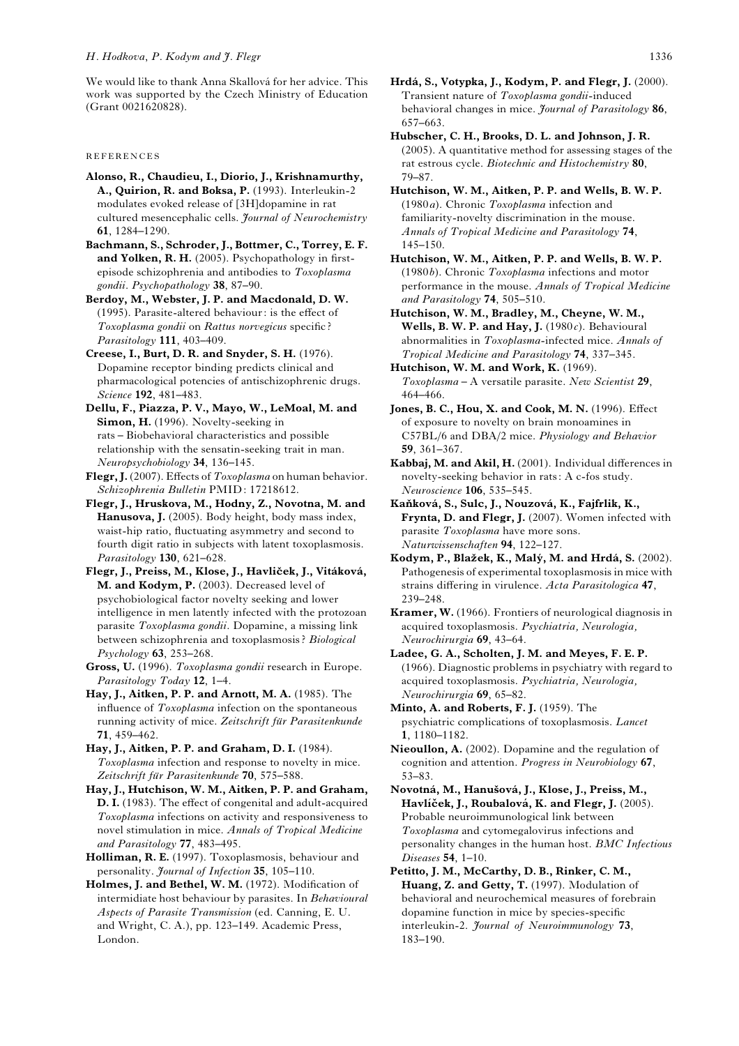We would like to thank Anna Skallová for her advice. This work was supported by the Czech Ministry of Education (Grant 0021620828).

## REFERENCES

**Alonso, R., Chaudieu, I., Diorio, J., Krishnamurthy, A., Quirion, R. and Boksa, P.** (1993). Interleukin-2 modulates evoked release of [3H]dopamine in rat cultured mesencephalic cells. *Journal of Neurochemistry* **61**, 1284–1290.

**Bachmann, S., Schroder, J., Bottmer, C., Torrey, E. F. and Yolken, R. H.** (2005). Psychopathology in first-episode schizophrenia and antibodies to *Toxoplasma gondii*. *Psychopathology* **38**, 87–90.

**Berdoy, M., Webster, J. P. and Macdonald, D. W.** (1995). Parasite-altered behaviour: is the effect of *Toxoplasma gondii* on *Rattus norvegicus* specific? *Parasitology* **111**, 403–409.

**Creese, I., Burt, D. R. and Snyder, S. H.** (1976). Dopamine receptor binding predicts clinical and pharmacological potencies of antischizophrenic drugs. *Science* **192**, 481–483.

**Dellu, F., Piazza, P. V., Mayo, W., LeMoal, M. and Simon, H.** (1996). Novelty-seeking in rats – Biobehavioral characteristics and possible relationship with the sensatin-seeking trait in man. *Neuropsychobiology* **34**, 136–145.

**Flegr, J.** (2007). Effects of *Toxoplasma* on human behavior. *Schizophrenia Bulletin* PMID: 17218612.

**Flegr, J., Hruskova, M., Hodny, Z., Novotna, M. and Hanusova, J.** (2005). Body height, body mass index, waist-hip ratio, fluctuating asymmetry and second to fourth digit ratio in subjects with latent toxoplasmosis. *Parasitology* **130**, 621–628.

**Flegr, J., Preiss, M., Klose, J., Havlíček, J., Vitáková, M. and Kodym, P.** (2003). Decreased level of psychobiological factor novelty seeking and lower intelligence in men latently infected with the protozoan parasite *Toxoplasma gondii*. Dopamine, a missing link between schizophrenia and toxoplasmosis? *Biological Psychology* **63**, 253–268.

**Gross, U.** (1996). *Toxoplasma gondii* research in Europe. *Parasitology Today* **12**, 1–4.

**Hay, J., Aitken, P. P. and Arnott, M. A.** (1985). The influence of *Toxoplasma* infection on the spontaneous running activity of mice. *Zeitschrift für Parasitenkunde* **71**, 459–462.

**Hay, J., Aitken, P. P. and Graham, D. I.** (1984). *Toxoplasma* infection and response to novelty in mice. *Zeitschrift für Parasitenkunde* **70**, 575–588.

**Hay, J., Hutchison, W. M., Aitken, P. P. and Graham, D. I.** (1983). The effect of congenital and adult-acquired *Toxoplasma* infections on activity and responsiveness to novel stimulation in mice. *Annals of Tropical Medicine and Parasitology* **77**, 483–495.

**Holliman, R. E.** (1997). Toxoplasmosis, behaviour and personality. *Journal of Infection* **35**, 105–110.

**Holmes, J. and Bethel, W. M.** (1972). Modification of intermidiate host behaviour by parasites. In *Behavioural Aspects of Parasite Transmission* (ed. Canning, E. U. and Wright, C. A.), pp. 123–149. Academic Press, London.

**Hrdá, S., Votypka, J., Kodym, P. and Flegr, J.** (2000). Transient nature of *Toxoplasma gondii*-induced behavioral changes in mice. *Journal of Parasitology* **86**, 657–663.

**Hubscher, C. H., Brooks, D. L. and Johnson, J. R.** (2005). A quantitative method for assessing stages of the rat estrous cycle. *Biotechnic and Histochemistry* **80**, 79–87.

**Hutchison, W. M., Aitken, P. P. and Wells, B. W. P.** (1980*a*). Chronic *Toxoplasma* infection and familiarity-novelty discrimination in the mouse. *Annals of Tropical Medicine and Parasitology* **74**, 145–150.

**Hutchison, W. M., Aitken, P. P. and Wells, B. W. P.** (1980*b*). Chronic *Toxoplasma* infections and motor performance in the mouse. *Annals of Tropical Medicine and Parasitology* **74**, 505–510.

**Hutchison, W. M., Bradley, M., Cheyne, W. M., Wells, B. W. P. and Hay, J.** (1980*c*). Behavioural abnormalities in *Toxoplasma*-infected mice. *Annals of Tropical Medicine and Parasitology* **74**, 337–345.

**Hutchison, W. M. and Work, K.** (1969). *Toxoplasma* – A versatile parasite. *New Scientist* **29**, 464–466.

**Jones, B. C., Hou, X. and Cook, M. N.** (1996). Effect of exposure to novelty on brain monoamines in C57BL/6 and DBA/2 mice. *Physiology and Behavior* **59**, 361–367.

**Kabbaj, M. and Akil, H.** (2001). Individual differences in novelty-seeking behavior in rats: A c-fos study. *Neuroscience* **106**, 535–545.

**Kaňková, S., Sulc, J., Nouzová, K., Fajfrlik, K., Frynta, D. and Flegr, J.** (2007). Women infected with parasite *Toxoplasma* have more sons. *Naturwissenschaften* **94**, 122–127.

**Kodym, P., Blažek, K., Malý, M. and Hrdá, S.** (2002). Pathogenesis of experimental toxoplasmosis in mice with strains differing in virulence. *Acta Parasitologica* **47**, 239–248.

**Kramer, W.** (1966). Frontiers of neurological diagnosis in acquired toxoplasmosis. *Psychiatria, Neurologia, Neurochirurgia* **69**, 43–64.

**Ladee, G. A., Scholten, J. M. and Meyes, F. E. P.** (1966). Diagnostic problems in psychiatry with regard to acquired toxoplasmosis. *Psychiatria, Neurologia, Neurochirurgia* **69**, 65–82.

**Minto, A. and Roberts, F. J.** (1959). The psychiatric complications of toxoplasmosis. *Lancet* **1**, 1180–1182.

**Nieoullon, A.** (2002). Dopamine and the regulation of cognition and attention. *Progress in Neurobiology* **67**, 53–83.

**Novotná, M., Hanušová, J., Klose, J., Preiss, M., Havlíček, J., Roubalová, K. and Flegr, J.** (2005). Probable neuroimmunological link between *Toxoplasma* and cytomegalovirus infections and personality changes in the human host. *BMC Infectious Diseases* **54**, 1–10.

**Petitto, J. M., McCarthy, D. B., Rinker, C. M., Huang, Z. and Getty, T.** (1997). Modulation of behavioral and neurochemical measures of forebrain dopamine function in mice by species-specific interleukin-2. *Journal of Neuroimmunology* **73**, 183–190.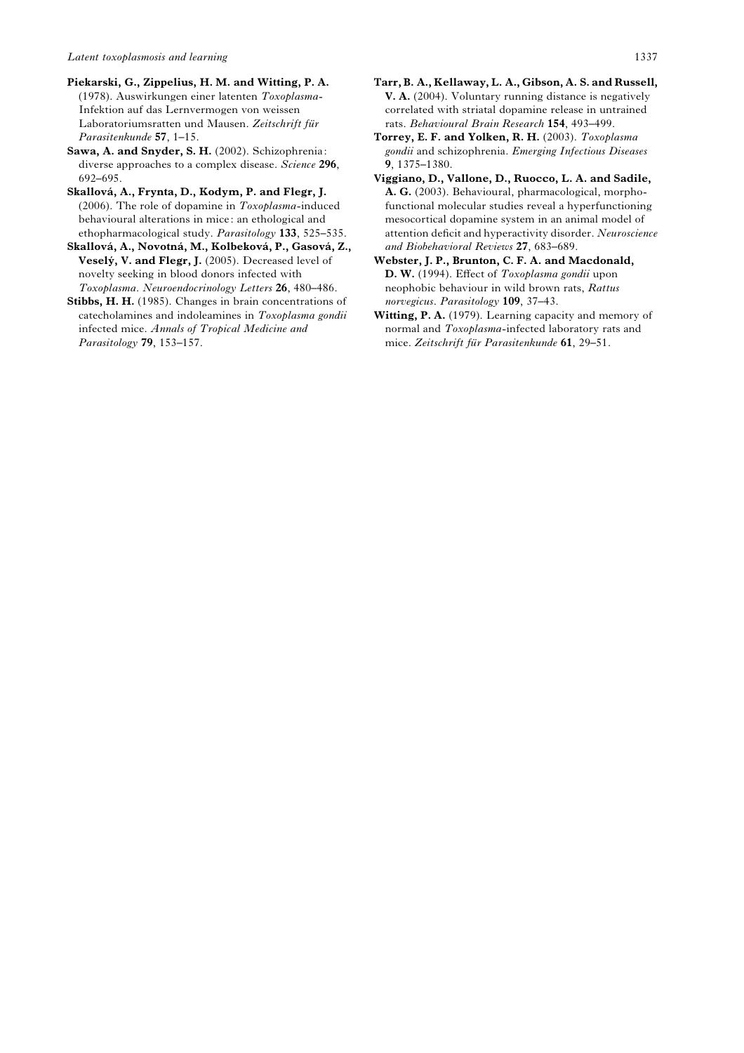**Piekarski, G., Zippelius, H. M. and Witting, P. A.** (1978). Auswirkungen einer latenten *Toxoplasma*-Infektion auf das Lernvermogen von weissen Laboratoriumsratten und Mausen. *Zeitschrift für Parasitenkunde* **57**, 1–15.

**Sawa, A. and Snyder, S. H.** (2002). Schizophrenia: diverse approaches to a complex disease. *Science* **296**, 692–695.

**Skallová, A., Frynta, D., Kodym, P. and Flegr, J.** (2006). The role of dopamine in *Toxoplasma*-induced behavioural alterations in mice: an ethological and ethopharmacological study. *Parasitology* **133**, 525–535.

**Skallová, A., Novotná, M., Kolbeková, P., Gasová, Z., Veselý, V. and Flegr, J.** (2005). Decreased level of novelty seeking in blood donors infected with *Toxoplasma*. *Neuroendocrinology Letters* **26**, 480–486.

**Stibbs, H. H.** (1985). Changes in brain concentrations of catecholamines and indoleamines in *Toxoplasma gondii* infected mice. *Annals of Tropical Medicine and Parasitology* **79**, 153–157.

**Tarr, B. A., Kellaway, L. A., Gibson, A. S. and Russell, V. A.** (2004). Voluntary running distance is negatively correlated with striatal dopamine release in untrained rats. *Behavioural Brain Research* **154**, 493–499.

**Torrey, E. F. and Yolken, R. H.** (2003). *Toxoplasma gondii* and schizophrenia. *Emerging Infectious Diseases* **9**, 1375–1380.

**Viggiano, D., Vallone, D., Ruocco, L. A. and Sadile, A. G.** (2003). Behavioural, pharmacological, morpho-functional molecular studies reveal a hyperfunctioning mesocortical dopamine system in an animal model of attention deficit and hyperactivity disorder. *Neuroscience and Biobehavioral Reviews* **27**, 683–689.

**Webster, J. P., Brunton, C. F. A. and Macdonald, D. W.** (1994). Effect of *Toxoplasma gondii* upon neophobic behaviour in wild brown rats, *Rattus norvegicus*. *Parasitology* **109**, 37–43.

**Witting, P. A.** (1979). Learning capacity and memory of normal and *Toxoplasma*-infected laboratory rats and mice. *Zeitschrift für Parasitenkunde* **61**, 29–51.